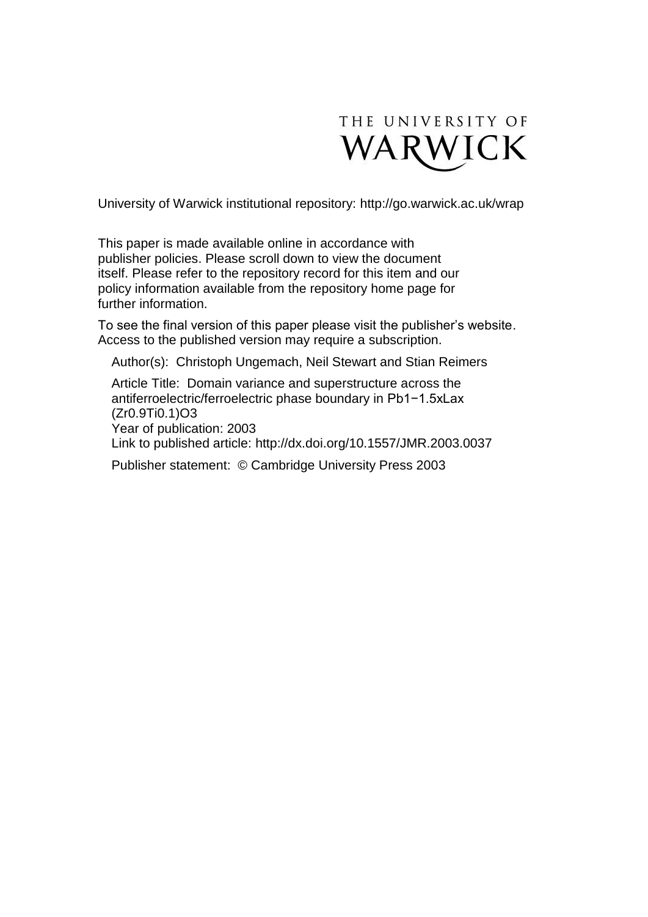THE UNIVERSITY OF WARWICK

University of Warwick institutional repository: http://go.warwick.ac.uk/wrap

This paper is made available online in accordance with publisher policies. Please scroll down to view the document itself. Please refer to the repository record for this item and our policy information available from the repository home page for further information.

To see the final version of this paper please visit the publisher's website. Access to the published version may require a subscription.

Author(s): Christoph Ungemach, Neil Stewart and Stian Reimers

Article Title: Domain variance and superstructure across the antiferroelectric/ferroelectric phase boundary in $Pb_{1-1.5x}La_x(Zr_{0.9}Ti_{0.1})O_3$

Year of publication: 2003

Link to published article: http://dx.doi.org/10.1557/JMR.2003.0037

Publisher statement: © Cambridge University Press 2003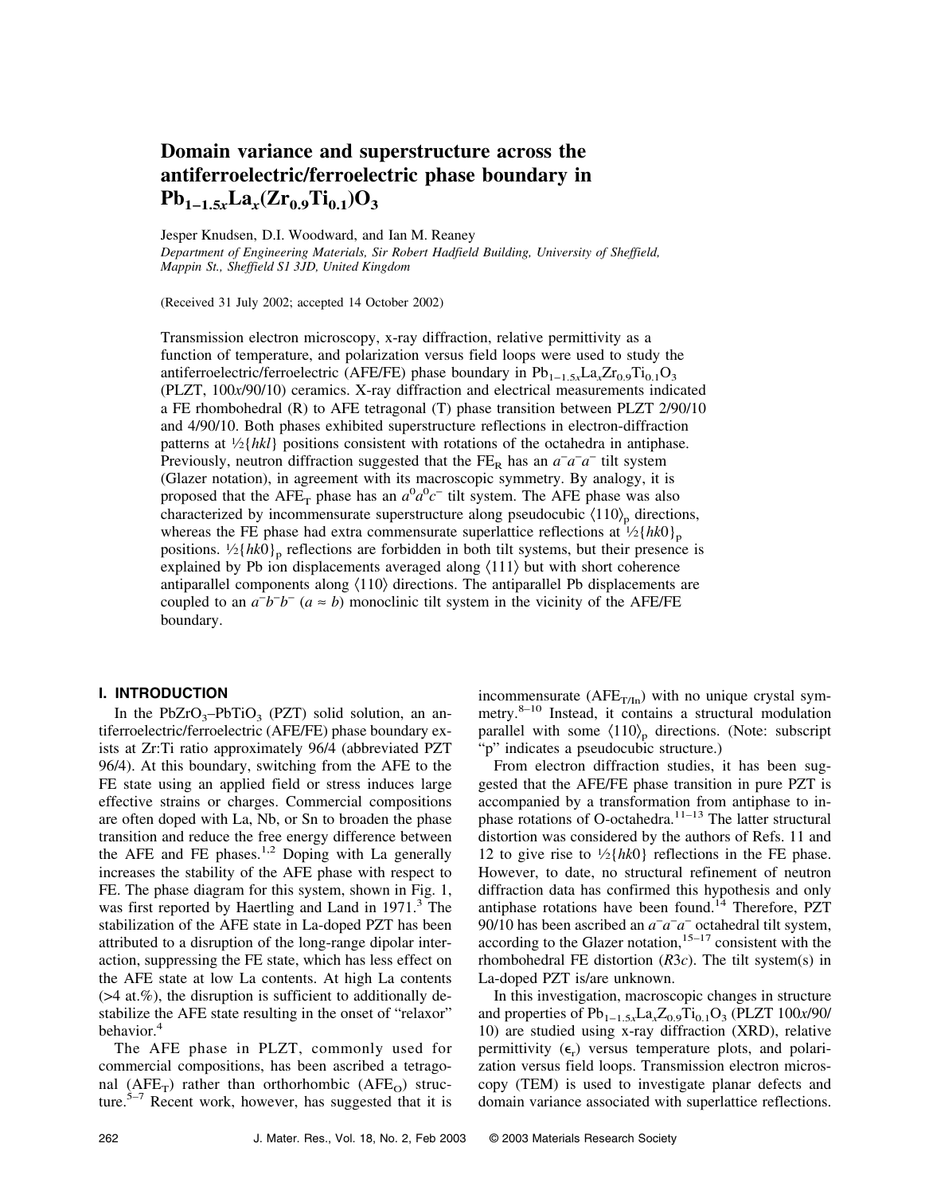# Domain variance and superstructure across the antiferroelectric/ferroelectric phase boundary in $Pb_{1-1.5x}La_x(Zr_{0.9}Ti_{0.1})O_3$

Jesper Knudsen, D.I. Woodward, and Ian M. Reaney

*Department of Engineering Materials, Sir Robert Hadfield Building, University of Sheffield, Mappin St., Sheffield S1 3JD, United Kingdom*

(Received 31 July 2002; accepted 14 October 2002)

Transmission electron microscopy, x-ray diffraction, relative permittivity as a function of temperature, and polarization versus field loops were used to study the antiferroelectric/ferroelectric (AFE/FE) phase boundary in $Pb_{1-1.5x}La_xZr_{0.9}Ti_{0.1}O_3$ (PLZT, 100*x*/90/10) ceramics. X-ray diffraction and electrical measurements indicated a FE rhombohedral (R) to AFE tetragonal (T) phase transition between PLZT 2/90/10 and 4/90/10. Both phases exhibited superstructure reflections in electron-diffraction patterns at ½{*hkl*} positions consistent with rotations of the octahedra in antiphase. Previously, neutron diffraction suggested that the $FE_R$ has an $a^-a^-a^-$ tilt system (Glazer notation), in agreement with its macroscopic symmetry. By analogy, it is proposed that the $AFE_T$ phase has an $a^0a^0c^-$ tilt system. The AFE phase was also characterized by incommensurate superstructure along pseudocubic $\langle 110\rangle_p$ directions, whereas the FE phase had extra commensurate superlattice reflections at $\frac{1}{2}\{hk0\}_p$ positions. $\frac{1}{2}\{hk0\}_p$ reflections are forbidden in both tilt systems, but their presence is explained by Pb ion displacements averaged along ⟨111⟩ but with short coherence antiparallel components along ⟨110⟩ directions. The antiparallel Pb displacements are coupled to an $a^-b^-b^-$ ($a \approx b$) monoclinic tilt system in the vicinity of the AFE/FE boundary.

## I. INTRODUCTION

In the $PbZrO_3$–$PbTiO_3$ (PZT) solid solution, an antiferroelectric/ferroelectric (AFE/FE) phase boundary exists at Zr:Ti ratio approximately 96/4 (abbreviated PZT 96/4). At this boundary, switching from the AFE to the FE state using an applied field or stress induces large effective strains or charges. Commercial compositions are often doped with La, Nb, or Sn to broaden the phase transition and reduce the free energy difference between the AFE and FE phases.[1,2] Doping with La generally increases the stability of the AFE phase with respect to FE. The phase diagram for this system, shown in Fig. 1, was first reported by Haertling and Land in 1971.[3] The stabilization of the AFE state in La-doped PZT has been attributed to a disruption of the long-range dipolar interaction, suppressing the FE state, which has less effect on the AFE state at low La contents. At high La contents (>4 at.%), the disruption is sufficient to additionally destabilize the AFE state resulting in the onset of "relaxor" behavior.[4]

The AFE phase in PLZT, commonly used for commercial compositions, has been ascribed a tetragonal ($AFE_T$) rather than orthorhombic ($AFE_O$) structure.[5–7] Recent work, however, has suggested that it is incommensurate ($AFE_{T/In}$) with no unique crystal symmetry.[8–10] Instead, it contains a structural modulation parallel with some $\langle 110\rangle_p$ directions. (Note: subscript "p" indicates a pseudocubic structure.)

From electron diffraction studies, it has been suggested that the AFE/FE phase transition in pure PZT is accompanied by a transformation from antiphase to in-phase rotations of O-octahedra.[11–13] The latter structural distortion was considered by the authors of Refs. 11 and 12 to give rise to ½{*hk*0} reflections in the FE phase. However, to date, no structural refinement of neutron diffraction data has confirmed this hypothesis and only antiphase rotations have been found.[14] Therefore, PZT 90/10 has been ascribed an $a^-a^-a^-$ octahedral tilt system, according to the Glazer notation,[15–17] consistent with the rhombohedral FE distortion (*R*3*c*). The tilt system(s) in La-doped PZT is/are unknown.

In this investigation, macroscopic changes in structure and properties of $Pb_{1-1.5x}La_xZ_{0.9}Ti_{0.1}O_3$ (PLZT 100*x*/90/10) are studied using x-ray diffraction (XRD), relative permittivity ($\epsilon_r$) versus temperature plots, and polarization versus field loops. Transmission electron microscopy (TEM) is used to investigate planar defects and domain variance associated with superlattice reflections.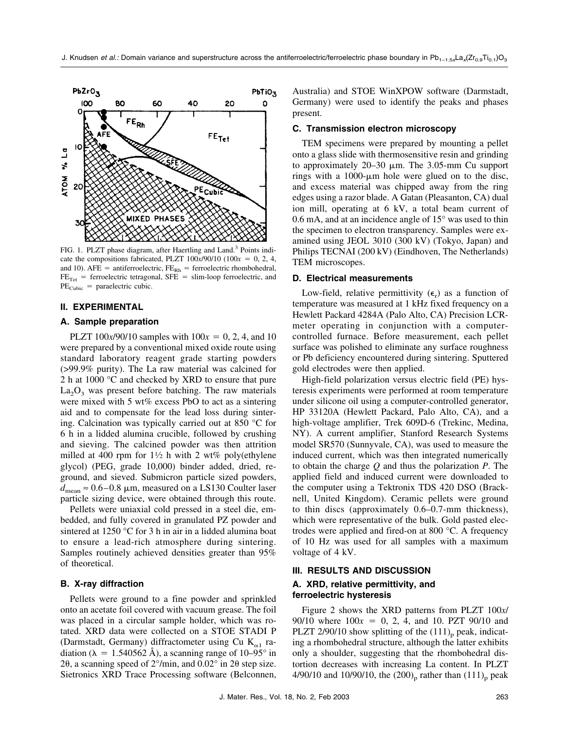FIG. 1. PLZT phase diagram, after Haertling and Land.[3] Points indicate the compositions fabricated, PLZT 100x/90/10 (100x = 0, 2, 4, and 10). AFE = antiferroelectric, $FE_{Rh}$ = ferroelectric rhombohedral, $FE_{Tet}$ = ferroelectric tetragonal, SFE = slim-loop ferroelectric, and $PE_{Cubic}$ = paraelectric cubic.

## II. EXPERIMENTAL

### A. Sample preparation

PLZT 100*x*/90/10 samples with 100*x* = 0, 2, 4, and 10 were prepared by a conventional mixed oxide route using standard laboratory reagent grade starting powders (>99.9% purity). The La raw material was calcined for 2 h at 1000 °C and checked by XRD to ensure that pure $La_2O_3$ was present before batching. The raw materials were mixed with 5 wt% excess PbO to act as a sintering aid and to compensate for the lead loss during sintering. Calcination was typically carried out at 850 °C for 6 h in a lidded alumina crucible, followed by crushing and sieving. The calcined powder was then attrition milled at 400 rpm for 1½ h with 2 wt% poly(ethylene glycol) (PEG, grade 10,000) binder added, dried, reground, and sieved. Submicron particle sized powders, $d_{mean} \approx 0.6–0.8$ μm, measured on a LS130 Coulter laser particle sizing device, were obtained through this route.

Pellets were uniaxial cold pressed in a steel die, embedded, and fully covered in granulated PZ powder and sintered at 1250 °C for 3 h in air in a lidded alumina boat to ensure a lead-rich atmosphere during sintering. Samples routinely achieved densities greater than 95% of theoretical.

### B. X-ray diffraction

Pellets were ground to a fine powder and sprinkled onto an acetate foil covered with vacuum grease. The foil was placed in a circular sample holder, which was rotated. XRD data were collected on a STOE STADI P (Darmstadt, Germany) diffractometer using Cu $K_{\alpha 1}$ radiation (λ = 1.540562 Å), a scanning range of 10–95° in 2θ, a scanning speed of 2°/min, and 0.02° in 2θ step size. Sietronics XRD Trace Processing software (Belconnen, Australia) and STOE WinXPOW software (Darmstadt, Germany) were used to identify the peaks and phases present.

### C. Transmission electron microscopy

TEM specimens were prepared by mounting a pellet onto a glass slide with thermosensitive resin and grinding to approximately 20–30 μm. The 3.05-mm Cu support rings with a 1000-μm hole were glued on to the disc, and excess material was chipped away from the ring edges using a razor blade. A Gatan (Pleasanton, CA) dual ion mill, operating at 6 kV, a total beam current of 0.6 mA, and at an incidence angle of 15° was used to thin the specimen to electron transparency. Samples were examined using JEOL 3010 (300 kV) (Tokyo, Japan) and Philips TECNAI (200 kV) (Eindhoven, The Netherlands) TEM microscopes.

### D. Electrical measurements

Low-field, relative permittivity ($\epsilon_r$) as a function of temperature was measured at 1 kHz fixed frequency on a Hewlett Packard 4284A (Palo Alto, CA) Precision LCR-meter operating in conjunction with a computer-controlled furnace. Before measurement, each pellet surface was polished to eliminate any surface roughness or Pb deficiency encountered during sintering. Sputtered gold electrodes were then applied.

High-field polarization versus electric field (PE) hysteresis experiments were performed at room temperature under silicone oil using a computer-controlled generator, HP 33120A (Hewlett Packard, Palo Alto, CA), and a high-voltage amplifier, Trek 609D-6 (Trekinc, Medina, NY). A current amplifier, Stanford Research Systems model SR570 (Sunnyvale, CA), was used to measure the induced current, which was then integrated numerically to obtain the charge *Q* and thus the polarization *P*. The applied field and induced current were downloaded to the computer using a Tektronix TDS 420 DSO (Bracknell, United Kingdom). Ceramic pellets were ground to thin discs (approximately 0.6–0.7-mm thickness), which were representative of the bulk. Gold pasted electrodes were applied and fired-on at 800 °C. A frequency of 10 Hz was used for all samples with a maximum voltage of 4 kV.

## III. RESULTS AND DISCUSSION

### A. XRD, relative permittivity, and ferroelectric hysteresis

Figure 2 shows the XRD patterns from PLZT 100*x*/90/10 where 100*x* = 0, 2, 4, and 10. PZT 90/10 and PLZT 2/90/10 show splitting of the $(111)_p$ peak, indicating a rhombohedral structure, although the latter exhibits only a shoulder, suggesting that the rhombohedral distortion decreases with increasing La content. In PLZT 4/90/10 and 10/90/10, the $(200)_p$ rather than $(111)_p$ peak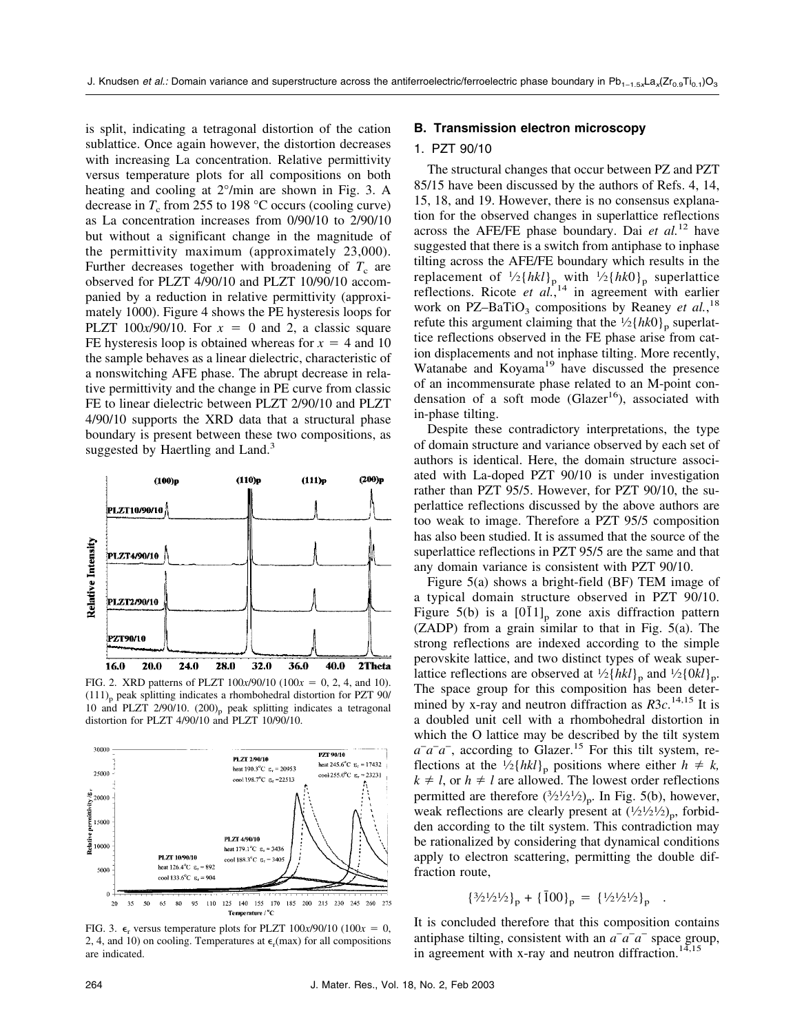is split, indicating a tetragonal distortion of the cation sublattice. Once again however, the distortion decreases with increasing La concentration. Relative permittivity versus temperature plots for all compositions on both heating and cooling at 2°/min are shown in Fig. 3. A decrease in $T_c$ from 255 to 198 °C occurs (cooling curve) as La concentration increases from 0/90/10 to 2/90/10 but without a significant change in the magnitude of the permittivity maximum (approximately 23,000). Further decreases together with broadening of $T_c$ are observed for PLZT 4/90/10 and PLZT 10/90/10 accompanied by a reduction in relative permittivity (approximately 1000). Figure 4 shows the PE hysteresis loops for PLZT 100x/90/10. For $x = 0$ and 2, a classic square FE hysteresis loop is obtained whereas for $x = 4$ and 10 the sample behaves as a linear dielectric, characteristic of a nonswitching AFE phase. The abrupt decrease in relative permittivity and the change in PE curve from classic FE to linear dielectric between PLZT 2/90/10 and PLZT 4/90/10 supports the XRD data that a structural phase boundary is present between these two compositions, as suggested by Haertling and Land.[3]

FIG. 2. XRD patterns of PLZT 100x/90/10 (100x = 0, 2, 4, and 10). $(111)_p$ peak splitting indicates a rhombohedral distortion for PZT 90/10 and PLZT 2/90/10. $(200)_p$ peak splitting indicates a tetragonal distortion for PLZT 4/90/10 and PLZT 10/90/10.

FIG. 3. $\epsilon_r$ versus temperature plots for PLZT 100x/90/10 (100x = 0, 2, 4, and 10) on cooling. Temperatures at $\epsilon_r$(max) for all compositions are indicated.

## B. Transmission electron microscopy

### 1. PZT 90/10

The structural changes that occur between PZ and PZT 85/15 have been discussed by the authors of Refs. 4, 14, 15, 18, and 19. However, there is no consensus explanation for the observed changes in superlattice reflections across the AFE/FE phase boundary. Dai *et al.*[12] have suggested that there is a switch from antiphase to inphase tilting across the AFE/FE boundary which results in the replacement of $\frac{1}{2}\{hkl\}_p$ with $\frac{1}{2}\{hk0\}_p$ superlattice reflections. Ricote *et al.*,[14] in agreement with earlier work on PZ–$BaTiO_3$ compositions by Reaney *et al.*,[18] refute this argument claiming that the $\frac{1}{2}\{hk0\}_p$ superlattice reflections observed in the FE phase arise from cation displacements and not inphase tilting. More recently, Watanabe and Koyama[19] have discussed the presence of an incommensurate phase related to an M-point condensation of a soft mode (Glazer[16]), associated with in-phase tilting.

Despite these contradictory interpretations, the type of domain structure and variance observed by each set of authors is identical. Here, the domain structure associated with La-doped PZT 90/10 is under investigation rather than PZT 95/5. However, for PZT 90/10, the superlattice reflections discussed by the above authors are too weak to image. Therefore a PZT 95/5 composition has also been studied. It is assumed that the source of the superlattice reflections in PZT 95/5 are the same and that any domain variance is consistent with PZT 90/10.

Figure 5(a) shows a bright-field (BF) TEM image of a typical domain structure observed in PZT 90/10. Figure 5(b) is a $[0\bar{1}1]_p$ zone axis diffraction pattern (ZADP) from a grain similar to that in Fig. 5(a). The strong reflections are indexed according to the simple perovskite lattice, and two distinct types of weak superlattice reflections are observed at $\frac{1}{2}\{hkl\}_p$ and $\frac{1}{2}\{0kl\}_p$. The space group for this composition has been determined by x-ray and neutron diffraction as $R3c$.[14,15] It is a doubled unit cell with a rhombohedral distortion in which the O lattice may be described by the tilt system $a^-a^-a^-$, according to Glazer.[15] For this tilt system, reflections at the $\frac{1}{2}\{hkl\}_p$ positions where either $h \neq k$, $k \neq l$, or $h \neq l$ are allowed. The lowest order reflections permitted are therefore $(\frac{3}{2}\frac{1}{2}\frac{1}{2})_p$. In Fig. 5(b), however, weak reflections are clearly present at $(\frac{1}{2}\frac{1}{2}\frac{1}{2})_p$, forbidden according to the tilt system. This contradiction may be rationalized by considering that dynamical conditions apply to electron scattering, permitting the double diffraction route,

$$\{\tfrac{3}{2}\tfrac{1}{2}\tfrac{1}{2}\}_p + \{\bar{1}00\}_p = \{\tfrac{1}{2}\tfrac{1}{2}\tfrac{1}{2}\}_p \quad .$$

It is concluded therefore that this composition contains antiphase tilting, consistent with an $a^-a^-a^-$ space group, in agreement with x-ray and neutron diffraction.[14,15]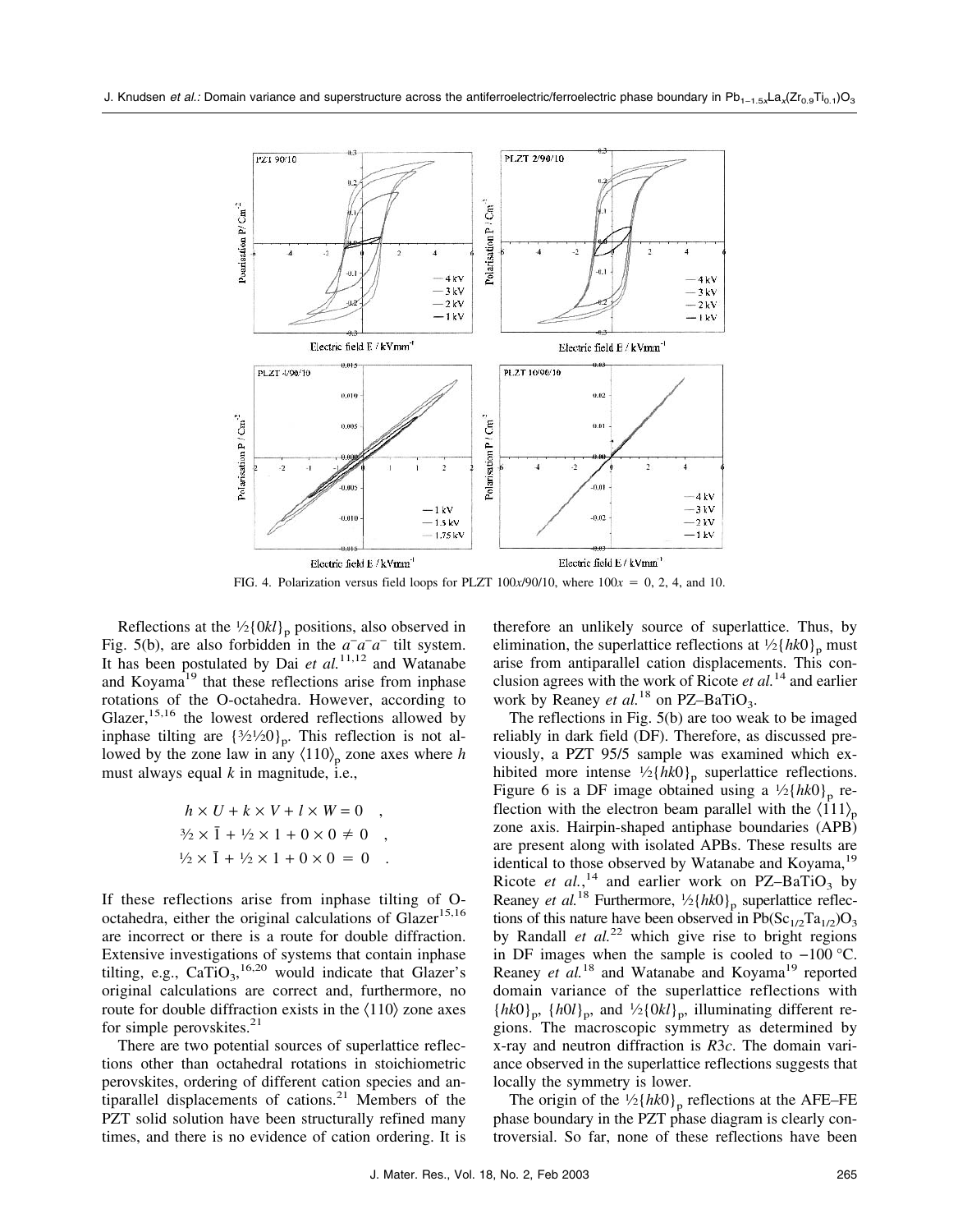FIG. 4. Polarization versus field loops for PLZT 100$x$/90/10, where 100$x$ = 0, 2, 4, and 10.

Reflections at the $\frac{1}{2}\{0kl\}_p$ positions, also observed in Fig. 5(b), are also forbidden in the $a^-a^-a^-$ tilt system. It has been postulated by Dai *et al.*[11,12] and Watanabe and Koyama[19] that these reflections arise from inphase rotations of the O-octahedra. However, according to Glazer,[15,16] the lowest ordered reflections allowed by inphase tilting are $\{\frac{3}{2}\frac{1}{2}0\}_p$. This reflection is not allowed by the zone law in any $\langle 110\rangle_p$ zone axes where $h$ must always equal $k$ in magnitude, i.e.,

$$h \times U + k \times V + l \times W = 0 \quad ,$$
$$\tfrac{3}{2} \times \bar{1} + \tfrac{1}{2} \times 1 + 0 \times 0 \neq 0 \quad ,$$
$$\tfrac{1}{2} \times \bar{1} + \tfrac{1}{2} \times 1 + 0 \times 0 = 0 \quad .$$

If these reflections arise from inphase tilting of O-octahedra, either the original calculations of Glazer[15,16] are incorrect or there is a route for double diffraction. Extensive investigations of systems that contain inphase tilting, e.g., $CaTiO_3$,[16,20] would indicate that Glazer's original calculations are correct and, furthermore, no route for double diffraction exists in the $\langle 110\rangle$ zone axes for simple perovskites.[21]

There are two potential sources of superlattice reflections other than octahedral rotations in stoichiometric perovskites, ordering of different cation species and antiparallel displacements of cations.[21] Members of the PZT solid solution have been structurally refined many times, and there is no evidence of cation ordering. It is therefore an unlikely source of superlattice. Thus, by elimination, the superlattice reflections at $\frac{1}{2}\{hk0\}_p$ must arise from antiparallel cation displacements. This conclusion agrees with the work of Ricote *et al.*[14] and earlier work by Reaney *et al.*[18] on PZ–$BaTiO_3$.

The reflections in Fig. 5(b) are too weak to be imaged reliably in dark field (DF). Therefore, as discussed previously, a PZT 95/5 sample was examined which exhibited more intense $\frac{1}{2}\{hk0\}_p$ superlattice reflections. Figure 6 is a DF image obtained using a $\frac{1}{2}\{hk0\}_p$ reflection with the electron beam parallel with the $\langle 111\rangle_p$ zone axis. Hairpin-shaped antiphase boundaries (APB) are present along with isolated APBs. These results are identical to those observed by Watanabe and Koyama,[19] Ricote *et al.*,[14] and earlier work on PZ–$BaTiO_3$ by Reaney *et al.*[18] Furthermore, $\frac{1}{2}\{hk0\}_p$ superlattice reflections of this nature have been observed in $Pb(Sc_{1/2}Ta_{1/2})O_3$ by Randall *et al.*[22] which give rise to bright regions in DF images when the sample is cooled to −100 °C. Reaney *et al.*[18] and Watanabe and Koyama[19] reported domain variance of the superlattice reflections with $\{hk0\}_p$, $\{h0l\}_p$, and $\frac{1}{2}\{0kl\}_p$, illuminating different regions. The macroscopic symmetry as determined by x-ray and neutron diffraction is $R3c$. The domain variance observed in the superlattice reflections suggests that locally the symmetry is lower.

The origin of the $\frac{1}{2}\{hk0\}_p$ reflections at the AFE–FE phase boundary in the PZT phase diagram is clearly controversial. So far, none of these reflections have been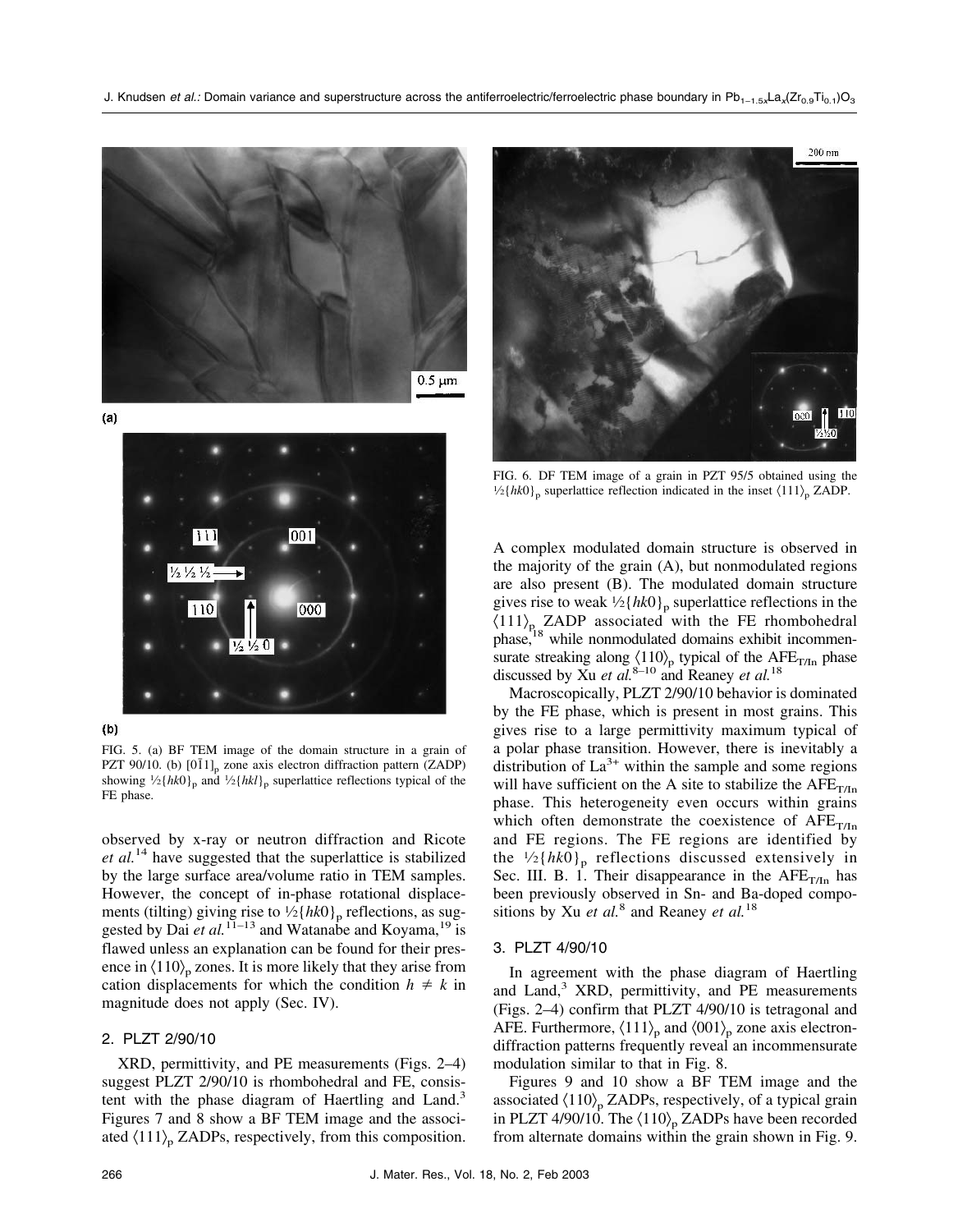FIG. 5. (a) BF TEM image of the domain structure in a grain of PZT 90/10. (b) $[0\bar{1}1]_p$ zone axis electron diffraction pattern (ZADP) showing $\frac{1}{2}\{hk0\}_p$ and $\frac{1}{2}\{hkl\}_p$ superlattice reflections typical of the FE phase.

observed by x-ray or neutron diffraction and Ricote *et al.*[14] have suggested that the superlattice is stabilized by the large surface area/volume ratio in TEM samples. However, the concept of in-phase rotational displacements (tilting) giving rise to $\frac{1}{2}\{hk0\}_p$ reflections, as suggested by Dai *et al.*[11–13] and Watanabe and Koyama,[19] is flawed unless an explanation can be found for their presence in $\langle 110 \rangle_p$ zones. It is more likely that they arise from cation displacements for which the condition $h \neq k$ in magnitude does not apply (Sec. IV).

### 2. PLZT 2/90/10

XRD, permittivity, and PE measurements (Figs. 2–4) suggest PLZT 2/90/10 is rhombohedral and FE, consistent with the phase diagram of Haertling and Land.[3] Figures 7 and 8 show a BF TEM image and the associated $\langle 111 \rangle_p$ ZADPs, respectively, from this composition.

FIG. 6. DF TEM image of a grain in PZT 95/5 obtained using the $\frac{1}{2}\{hk0\}_p$ superlattice reflection indicated in the inset $\langle 111 \rangle_p$ ZADP.

A complex modulated domain structure is observed in the majority of the grain (A), but nonmodulated regions are also present (B). The modulated domain structure gives rise to weak $\frac{1}{2}\{hk0\}_p$ superlattice reflections in the $\langle 111 \rangle_p$ ZADP associated with the FE rhombohedral phase,[18] while nonmodulated domains exhibit incommensurate streaking along $\langle 110 \rangle_p$ typical of the $AFE_{T/In}$ phase discussed by Xu *et al.*[8–10] and Reaney *et al.*[18]

Macroscopically, PLZT 2/90/10 behavior is dominated by the FE phase, which is present in most grains. This gives rise to a large permittivity maximum typical of a polar phase transition. However, there is inevitably a distribution of $La^{3+}$ within the sample and some regions will have sufficient on the A site to stabilize the $AFE_{T/In}$ phase. This heterogeneity even occurs within grains which often demonstrate the coexistence of $AFE_{T/In}$ and FE regions. The FE regions are identified by the $\frac{1}{2}\{hk0\}_p$ reflections discussed extensively in Sec. III. B. 1. Their disappearance in the $AFE_{T/In}$ has been previously observed in Sn- and Ba-doped compositions by Xu *et al.*[8] and Reaney *et al.*[18]

### 3. PLZT 4/90/10

In agreement with the phase diagram of Haertling and Land,[3] XRD, permittivity, and PE measurements (Figs. 2–4) confirm that PLZT 4/90/10 is tetragonal and AFE. Furthermore, $\langle 111 \rangle_p$ and $\langle 001 \rangle_p$ zone axis electron-diffraction patterns frequently reveal an incommensurate modulation similar to that in Fig. 8.

Figures 9 and 10 show a BF TEM image and the associated $\langle 110 \rangle_p$ ZADPs, respectively, of a typical grain in PLZT 4/90/10. The $\langle 110 \rangle_p$ ZADPs have been recorded from alternate domains within the grain shown in Fig. 9.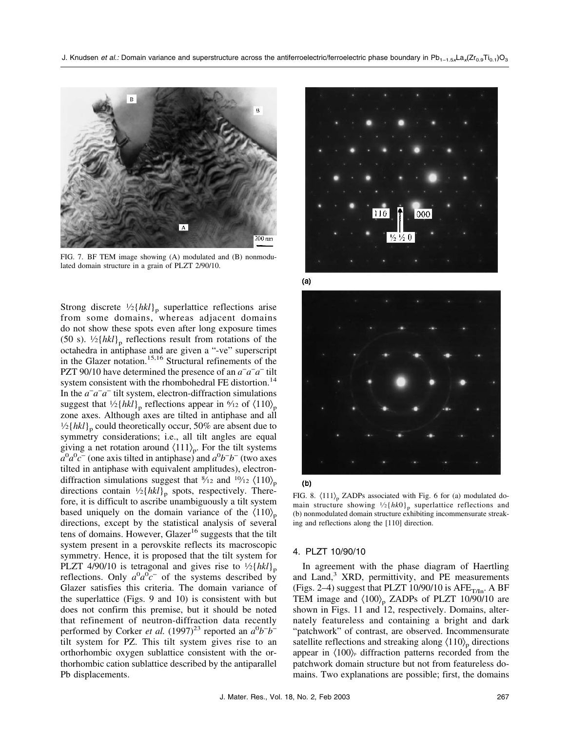FIG. 7. BF TEM image showing (A) modulated and (B) nonmodulated domain structure in a grain of PLZT 2/90/10.

Strong discrete ½$\{hkl\}_p$ superlattice reflections arise from some domains, whereas adjacent domains do not show these spots even after long exposure times (50 s). ½$\{hkl\}_p$ reflections result from rotations of the octahedra in antiphase and are given a "-ve" superscript in the Glazer notation.[15,16] Structural refinements of the PZT 90/10 have determined the presence of an $a^-a^-a^-$ tilt system consistent with the rhombohedral FE distortion.[14] In the $a^-a^-a^-$ tilt system, electron-diffraction simulations suggest that ½$\{hkl\}_p$ reflections appear in 6/12 of $\langle 110\rangle_p$ zone axes. Although axes are tilted in antiphase and all ½$\{hkl\}_p$ could theoretically occur, 50% are absent due to symmetry considerations; i.e., all tilt angles are equal giving a net rotation around $\langle 111\rangle_p$. For the tilt systems $a^0a^0c^-$ (one axis tilted in antiphase) and $a^0b^-b^-$ (two axes tilted in antiphase with equivalent amplitudes), electron-diffraction simulations suggest that 8/12 and 10/12 $\langle 110\rangle_p$ directions contain ½$\{hkl\}_p$ spots, respectively. Therefore, it is difficult to ascribe unambiguously a tilt system based uniquely on the domain variance of the $\langle 110\rangle_p$ directions, except by the statistical analysis of several tens of domains. However, Glazer[16] suggests that the tilt system present in a perovskite reflects its macroscopic symmetry. Hence, it is proposed that the tilt system for PLZT 4/90/10 is tetragonal and gives rise to ½$\{hkl\}_p$ reflections. Only $a^0a^0c^-$ of the systems described by Glazer satisfies this criteria. The domain variance of the superlattice (Figs. 9 and 10) is consistent with but does not confirm this premise, but it should be noted that refinement of neutron-diffraction data recently performed by Corker *et al.* (1997)[23] reported an $a^0b^-b^-$ tilt system for PZ. This tilt system gives rise to an orthorhombic oxygen sublattice consistent with the orthorhombic cation sublattice described by the antiparallel Pb displacements.

FIG. 8. $\langle 111\rangle_p$ ZADPs associated with Fig. 6 for (a) modulated domain structure showing ½$\{hk0\}_p$ superlattice reflections and (b) nonmodulated domain structure exhibiting incommensurate streaking and reflections along the [110] direction.

## 4. PLZT 10/90/10

In agreement with the phase diagram of Haertling and Land,[3] XRD, permittivity, and PE measurements (Figs. 2–4) suggest that PLZT 10/90/10 is $AFE_{T/In}$. A BF TEM image and $\langle 100\rangle_p$ ZADPs of PLZT 10/90/10 are shown in Figs. 11 and 12, respectively. Domains, alternately featureless and containing a bright and dark "patchwork" of contrast, are observed. Incommensurate satellite reflections and streaking along $\langle 110\rangle_p$ directions appear in $\langle 100\rangle_p$ diffraction patterns recorded from the patchwork domain structure but not from featureless domains. Two explanations are possible; first, the domains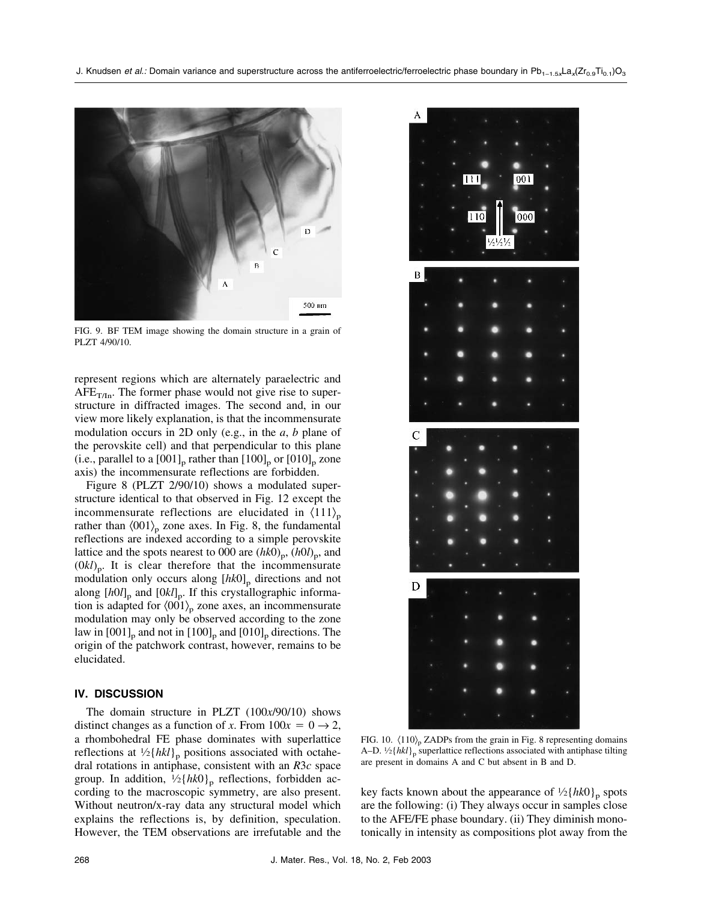FIG. 9. BF TEM image showing the domain structure in a grain of PLZT 4/90/10.

represent regions which are alternately paraelectric and $AFE_{T/In}$. The former phase would not give rise to superstructure in diffracted images. The second and, in our view more likely explanation, is that the incommensurate modulation occurs in 2D only (e.g., in the *a*, *b* plane of the perovskite cell) and that perpendicular to this plane (i.e., parallel to a $[001]_p$ rather than $[100]_p$ or $[010]_p$ zone axis) the incommensurate reflections are forbidden.

Figure 8 (PLZT 2/90/10) shows a modulated superstructure identical to that observed in Fig. 12 except the incommensurate reflections are elucidated in $\langle 111 \rangle_p$ rather than $\langle 001 \rangle_p$ zone axes. In Fig. 8, the fundamental reflections are indexed according to a simple perovskite lattice and the spots nearest to 000 are $(hk0)_p$, $(h0l)_p$, and $(0kl)_p$. It is clear therefore that the incommensurate modulation only occurs along $[hk0]_p$ directions and not along $[h0l]_p$ and $[0kl]_p$. If this crystallographic information is adapted for $\langle 001 \rangle_p$ zone axes, an incommensurate modulation may only be observed according to the zone law in $[001]_p$ and not in $[100]_p$ and $[010]_p$ directions. The origin of the patchwork contrast, however, remains to be elucidated.

## IV. DISCUSSION

The domain structure in PLZT (100*x*/90/10) shows distinct changes as a function of *x*. From $100x = 0 \rightarrow 2$, a rhombohedral FE phase dominates with superlattice reflections at $\frac{1}{2}\{hkl\}_p$ positions associated with octahedral rotations in antiphase, consistent with an $R3c$ space group. In addition, $\frac{1}{2}\{hk0\}_p$ reflections, forbidden according to the macroscopic symmetry, are also present. Without neutron/x-ray data any structural model which explains the reflections is, by definition, speculation. However, the TEM observations are irrefutable and the key facts known about the appearance of $\frac{1}{2}\{hk0\}_p$ spots are the following: (i) They always occur in samples close to the AFE/FE phase boundary. (ii) They diminish monotonically in intensity as compositions plot away from the

FIG. 10. $\langle 110 \rangle_p$ ZADPs from the grain in Fig. 8 representing domains A–D. $\frac{1}{2}\{hkl\}_p$ superlattice reflections associated with antiphase tilting are present in domains A and C but absent in B and D.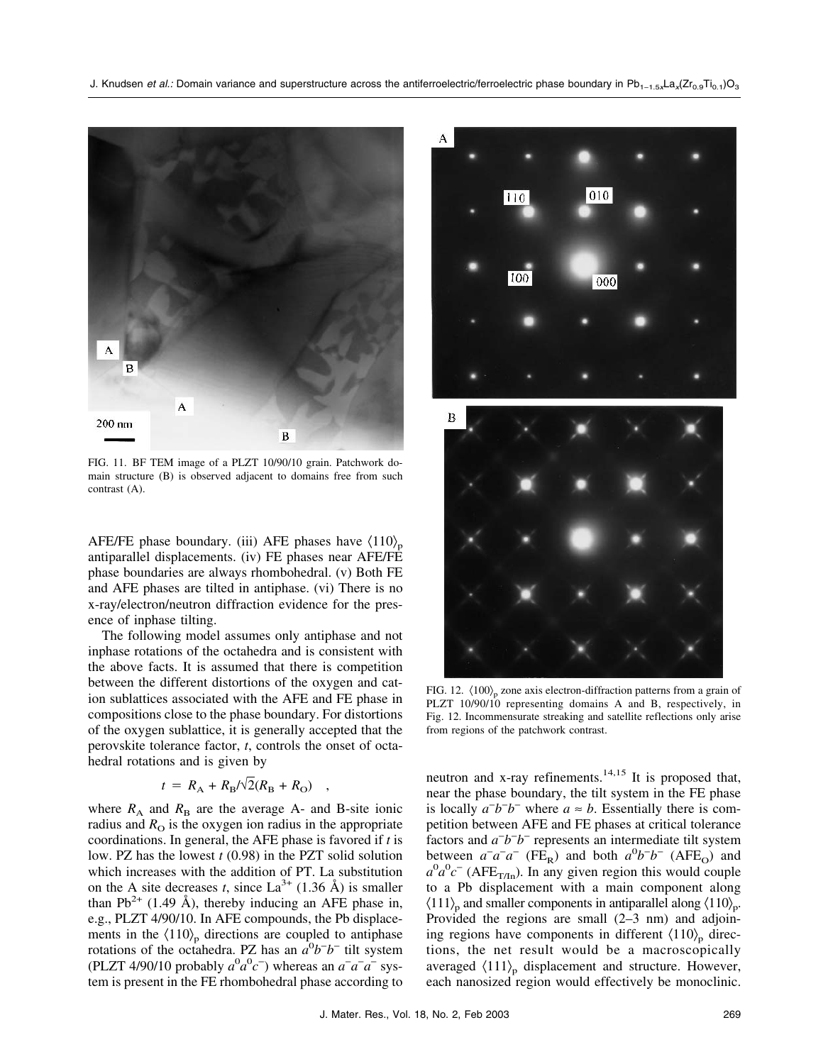FIG. 11. BF TEM image of a PLZT 10/90/10 grain. Patchwork domain structure (B) is observed adjacent to domains free from such contrast (A).

FIG. 12. $\langle 100 \rangle_p$ zone axis electron-diffraction patterns from a grain of PLZT 10/90/10 representing domains A and B, respectively, in Fig. 12. Incommensurate streaking and satellite reflections only arise from regions of the patchwork contrast.

AFE/FE phase boundary. (iii) AFE phases have $\langle 110 \rangle_p$ antiparallel displacements. (iv) FE phases near AFE/FE phase boundaries are always rhombohedral. (v) Both FE and AFE phases are tilted in antiphase. (vi) There is no x-ray/electron/neutron diffraction evidence for the presence of inphase tilting.

The following model assumes only antiphase and not inphase rotations of the octahedra and is consistent with the above facts. It is assumed that there is competition between the different distortions of the oxygen and cation sublattices associated with the AFE and FE phase in compositions close to the phase boundary. For distortions of the oxygen sublattice, it is generally accepted that the perovskite tolerance factor, $t$, controls the onset of octahedral rotations and is given by

$$t = R_A + R_B/\sqrt{2}(R_B + R_O) \quad ,$$

where $R_A$ and $R_B$ are the average A- and B-site ionic radius and $R_O$ is the oxygen ion radius in the appropriate coordinations. In general, the AFE phase is favored if $t$ is low. PZ has the lowest $t$ (0.98) in the PZT solid solution which increases with the addition of PT. La substitution on the A site decreases $t$, since $La^{3+}$ (1.36 Å) is smaller than $Pb^{2+}$ (1.49 Å), thereby inducing an AFE phase in, e.g., PLZT 4/90/10. In AFE compounds, the Pb displacements in the $\langle 110 \rangle_p$ directions are coupled to antiphase rotations of the octahedra. PZ has an $a^0b^-b^-$ tilt system (PLZT 4/90/10 probably $a^0a^0c^-$) whereas an $a^-a^-a^-$ system is present in the FE rhombohedral phase according to neutron and x-ray refinements.[14,15] It is proposed that, near the phase boundary, the tilt system in the FE phase is locally $a^-b^-b^-$ where $a \approx b$. Essentially there is competition between AFE and FE phases at critical tolerance factors and $a^-b^-b^-$ represents an intermediate tilt system between $a^-a^-a^-$ ($FE_R$) and both $a^0b^-b^-$ ($AFE_O$) and $a^0a^0c^-$ ($AFE_{T/In}$). In any given region this would couple to a Pb displacement with a main component along $\langle 111 \rangle_p$ and smaller components in antiparallel along $\langle 110 \rangle_p$. Provided the regions are small (2–3 nm) and adjoining regions have components in different $\langle 110 \rangle_p$ directions, the net result would be a macroscopically averaged $\langle 111 \rangle_p$ displacement and structure. However, each nanosized region would effectively be monoclinic.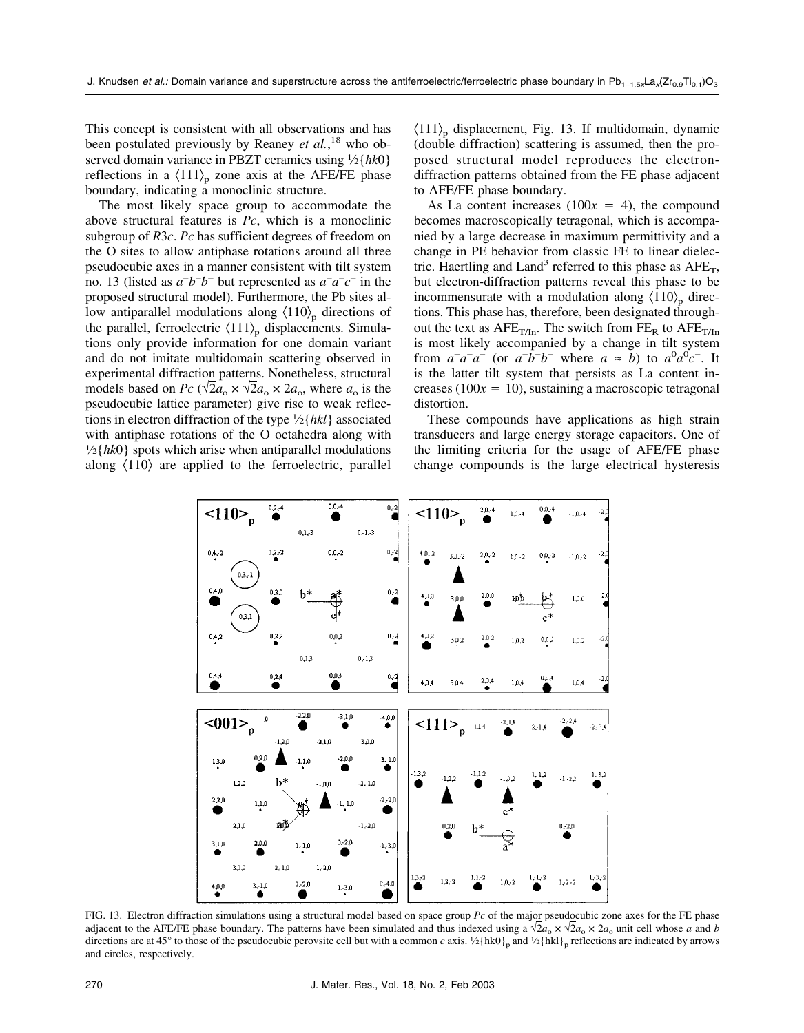This concept is consistent with all observations and has been postulated previously by Reaney *et al.*,[18] who observed domain variance in PBZT ceramics using ½{*hk*0} reflections in a $\langle 111\rangle_p$ zone axis at the AFE/FE phase boundary, indicating a monoclinic structure.

The most likely space group to accommodate the above structural features is *Pc*, which is a monoclinic subgroup of *R*3*c*. *Pc* has sufficient degrees of freedom on the O sites to allow antiphase rotations around all three pseudocubic axes in a manner consistent with tilt system no. 13 (listed as $a^-b^-b^-$ but represented as $a^-a^-c^-$ in the proposed structural model). Furthermore, the Pb sites allow antiparallel modulations along $\langle 110\rangle_p$ directions of the parallel, ferroelectric $\langle 111\rangle_p$ displacements. Simulations only provide information for one domain variant and do not imitate multidomain scattering observed in experimental diffraction patterns. Nonetheless, structural models based on *Pc* ($\sqrt{2}a_o \times \sqrt{2}a_o \times 2a_o$, where $a_o$ is the pseudocubic lattice parameter) give rise to weak reflections in electron diffraction of the type ½{*hkl*} associated with antiphase rotations of the O octahedra along with ½{*hk*0} spots which arise when antiparallel modulations along $\langle 110\rangle$ are applied to the ferroelectric, parallel $\langle 111\rangle_p$ displacement, Fig. 13. If multidomain, dynamic (double diffraction) scattering is assumed, then the proposed structural model reproduces the electron-diffraction patterns obtained from the FE phase adjacent to AFE/FE phase boundary.

As La content increases ($100x = 4$), the compound becomes macroscopically tetragonal, which is accompanied by a large decrease in maximum permittivity and a change in PE behavior from classic FE to linear dielectric. Haertling and Land[3] referred to this phase as $AFE_T$, but electron-diffraction patterns reveal this phase to be incommensurate with a modulation along $\langle 110\rangle_p$ directions. This phase has, therefore, been designated throughout the text as $AFE_{T/In}$. The switch from $FE_R$ to $AFE_{T/In}$ is most likely accompanied by a change in tilt system from $a^-a^-a^-$ (or $a^-b^-b^-$ where $a \approx b$) to $a^0a^0c^-$. It is the latter tilt system that persists as La content increases ($100x = 10$), sustaining a macroscopic tetragonal distortion.

These compounds have applications as high strain transducers and large energy storage capacitors. One of the limiting criteria for the usage of AFE/FE phase change compounds is the large electrical hysteresis

FIG. 13. Electron diffraction simulations using a structural model based on space group *Pc* of the major pseudocubic zone axes for the FE phase adjacent to the AFE/FE phase boundary. The patterns have been simulated and thus indexed using a $\sqrt{2}a_o \times \sqrt{2}a_o \times 2a_o$ unit cell whose *a* and *b* directions are at 45° to those of the pseudocubic perovsite cell but with a common *c* axis. $½\{hk0\}_p$ and $½\{hkl\}_p$ reflections are indicated by arrows and circles, respectively.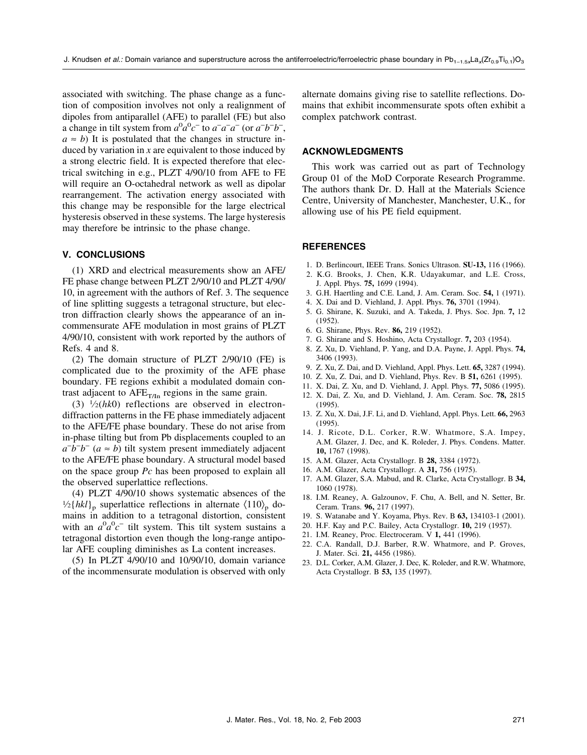associated with switching. The phase change as a function of composition involves not only a realignment of dipoles from antiparallel (AFE) to parallel (FE) but also a change in tilt system from $a^0a^0c^-$ to $a^-a^-a^-$ (or $a^-b^-b^-$, $a \approx b$) It is postulated that the changes in structure induced by variation in *x* are equivalent to those induced by a strong electric field. It is expected therefore that electrical switching in e.g., PLZT 4/90/10 from AFE to FE will require an O-octahedral network as well as dipolar rearrangement. The activation energy associated with this change may be responsible for the large electrical hysteresis observed in these systems. The large hysteresis may therefore be intrinsic to the phase change.

## V. CONCLUSIONS

(1) XRD and electrical measurements show an AFE/FE phase change between PLZT 2/90/10 and PLZT 4/90/10, in agreement with the authors of Ref. 3. The sequence of line splitting suggests a tetragonal structure, but electron diffraction clearly shows the appearance of an incommensurate AFE modulation in most grains of PLZT 4/90/10, consistent with work reported by the authors of Refs. 4 and 8.

(2) The domain structure of PLZT 2/90/10 (FE) is complicated due to the proximity of the AFE phase boundary. FE regions exhibit a modulated domain contrast adjacent to $AFE_{T/In}$ regions in the same grain.

(3) ½(*hk*0) reflections are observed in electron-diffraction patterns in the FE phase immediately adjacent to the AFE/FE phase boundary. These do not arise from in-phase tilting but from Pb displacements coupled to an $a^-b^-b^-$ ($a \approx b$) tilt system present immediately adjacent to the AFE/FE phase boundary. A structural model based on the space group *Pc* has been proposed to explain all the observed superlattice reflections.

(4) PLZT 4/90/10 shows systematic absences of the $\frac{1}{2}\{hkl\}_p$ superlattice reflections in alternate $\langle 110 \rangle_p$ domains in addition to a tetragonal distortion, consistent with an $a^0a^0c^-$ tilt system. This tilt system sustains a tetragonal distortion even though the long-range antipolar AFE coupling diminishes as La content increases.

(5) In PLZT 4/90/10 and 10/90/10, domain variance of the incommensurate modulation is observed with only alternate domains giving rise to satellite reflections. Domains that exhibit incommensurate spots often exhibit a complex patchwork contrast.

## ACKNOWLEDGMENTS

This work was carried out as part of Technology Group 01 of the MoD Corporate Research Programme. The authors thank Dr. D. Hall at the Materials Science Centre, University of Manchester, Manchester, U.K., for allowing use of his PE field equipment.

## REFERENCES

1. D. Berlincourt, IEEE Trans. Sonics Ultrason. **SU-13,** 116 (1966).
2. K.G. Brooks, J. Chen, K.R. Udayakumar, and L.E. Cross, J. Appl. Phys. **75,** 1699 (1994).
3. G.H. Haertling and C.E. Land, J. Am. Ceram. Soc. **54,** 1 (1971).
4. X. Dai and D. Viehland, J. Appl. Phys. **76,** 3701 (1994).
5. G. Shirane, K. Suzuki, and A. Takeda, J. Phys. Soc. Jpn. **7,** 12 (1952).
6. G. Shirane, Phys. Rev. **86,** 219 (1952).
7. G. Shirane and S. Hoshino, Acta Crystallogr. **7,** 203 (1954).
8. Z. Xu, D. Viehland, P. Yang, and D.A. Payne, J. Appl. Phys. **74,** 3406 (1993).
9. Z. Xu, Z. Dai, and D. Viehland, Appl. Phys. Lett. **65,** 3287 (1994).
10. Z. Xu, Z. Dai, and D. Viehland, Phys. Rev. B **51,** 6261 (1995).
11. X. Dai, Z. Xu, and D. Viehland, J. Appl. Phys. **77,** 5086 (1995).
12. X. Dai, Z. Xu, and D. Viehland, J. Am. Ceram. Soc. **78,** 2815 (1995).
13. Z. Xu, X. Dai, J.F. Li, and D. Viehland, Appl. Phys. Lett. **66,** 2963 (1995).
14. J. Ricote, D.L. Corker, R.W. Whatmore, S.A. Impey, A.M. Glazer, J. Dec, and K. Roleder, J. Phys. Condens. Matter. **10,** 1767 (1998).
15. A.M. Glazer, Acta Crystallogr. B **28,** 3384 (1972).
16. A.M. Glazer, Acta Crystallogr. A **31,** 756 (1975).
17. A.M. Glazer, S.A. Mabud, and R. Clarke, Acta Crystallogr. B **34,** 1060 (1978).
18. I.M. Reaney, A. Galzounov, F. Chu, A. Bell, and N. Setter, Br. Ceram. Trans. **96,** 217 (1997).
19. S. Watanabe and Y. Koyama, Phys. Rev. B **63,** 134103-1 (2001).
20. H.F. Kay and P.C. Bailey, Acta Crystallogr. **10,** 219 (1957).
21. I.M. Reaney, Proc. Electroceram. V **1,** 441 (1996).
22. C.A. Randall, D.J. Barber, R.W. Whatmore, and P. Groves, J. Mater. Sci. **21,** 4456 (1986).
23. D.L. Corker, A.M. Glazer, J. Dec, K. Roleder, and R.W. Whatmore, Acta Crystallogr. B **53,** 135 (1997).